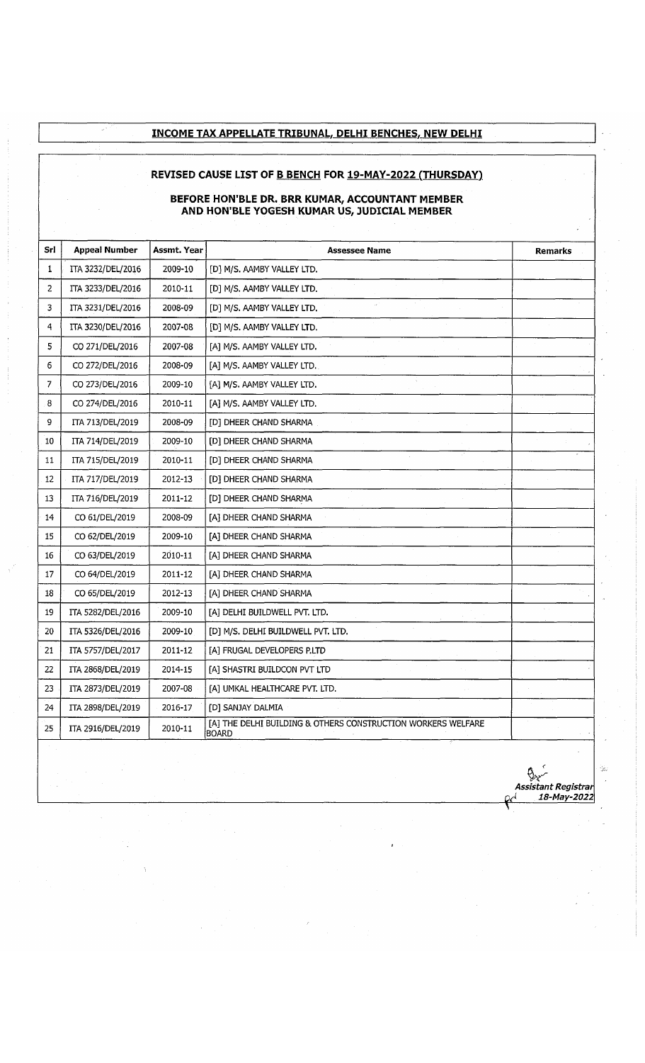## INCOME TAX APPELLATE TRIBUNAL, DELHI BENCHES, NEW DELHI

### REVISED CAUSE LIST OF B BENCH FOR 19-MAY-2022 (THURSDAY)

**BEFORE HON'BLE DR. BRR KUMAR, ACCOUNTANT MEMBER AND HON'BLE YOGESH KUMAR US, JUDICIAL MEMBER**

| Srl | Appeal Number | Assmt. Year | Assessee Name | Remarks |
|---|---|---|---|---|
| 1 | ITA 3232/DEL/2016 | 2009-10 | [D] M/S. AAMBY VALLEY LTD. | |
| 2 | ITA 3233/DEL/2016 | 2010-11 | [D] M/S. AAMBY VALLEY LTD. | |
| 3 | ITA 3231/DEL/2016 | 2008-09 | [D] M/S. AAMBY VALLEY LTD. | |
| 4 | ITA 3230/DEL/2016 | 2007-08 | [D] M/S. AAMBY VALLEY LTD. | |
| 5 | CO 271/DEL/2016 | 2007-08 | [A] M/S. AAMBY VALLEY LTD. | |
| 6 | CO 272/DEL/2016 | 2008-09 | [A] M/S. AAMBY VALLEY LTD. | |
| 7 | CO 273/DEL/2016 | 2009-10 | [A] M/S. AAMBY VALLEY LTD. | |
| 8 | CO 274/DEL/2016 | 2010-11 | [A] M/S. AAMBY VALLEY LTD. | |
| 9 | ITA 713/DEL/2019 | 2008-09 | [D] DHEER CHAND SHARMA | |
| 10 | ITA 714/DEL/2019 | 2009-10 | [D] DHEER CHAND SHARMA | |
| 11 | ITA 715/DEL/2019 | 2010-11 | [D] DHEER CHAND SHARMA | |
| 12 | ITA 717/DEL/2019 | 2012-13 | [D] DHEER CHAND SHARMA | |
| 13 | ITA 716/DEL/2019 | 2011-12 | [D] DHEER CHAND SHARMA | |
| 14 | CO 61/DEL/2019 | 2008-09 | [A] DHEER CHAND SHARMA | |
| 15 | CO 62/DEL/2019 | 2009-10 | [A] DHEER CHAND SHARMA | |
| 16 | CO 63/DEL/2019 | 2010-11 | [A] DHEER CHAND SHARMA | |
| 17 | CO 64/DEL/2019 | 2011-12 | [A] DHEER CHAND SHARMA | |
| 18 | CO 65/DEL/2019 | 2012-13 | [A] DHEER CHAND SHARMA | |
| 19 | ITA 5282/DEL/2016 | 2009-10 | [A] DELHI BUILDWELL PVT. LTD. | |
| 20 | ITA 5326/DEL/2016 | 2009-10 | [D] M/S. DELHI BUILDWELL PVT. LTD. | |
| 21 | ITA 5757/DEL/2017 | 2011-12 | [A] FRUGAL DEVELOPERS P.LTD | |
| 22 | ITA 2868/DEL/2019 | 2014-15 | [A] SHASTRI BUILDCON PVT LTD | |
| 23 | ITA 2873/DEL/2019 | 2007-08 | [A] UMKAL HEALTHCARE PVT. LTD. | |
| 24 | ITA 2898/DEL/2019 | 2016-17 | [D] SANJAY DALMIA | |
| 25 | ITA 2916/DEL/2019 | 2010-11 | [A] THE DELHI BUILDING & OTHERS CONSTRUCTION WORKERS WELFARE BOARD | |

*Assistant Registrar*
*18-May-2022*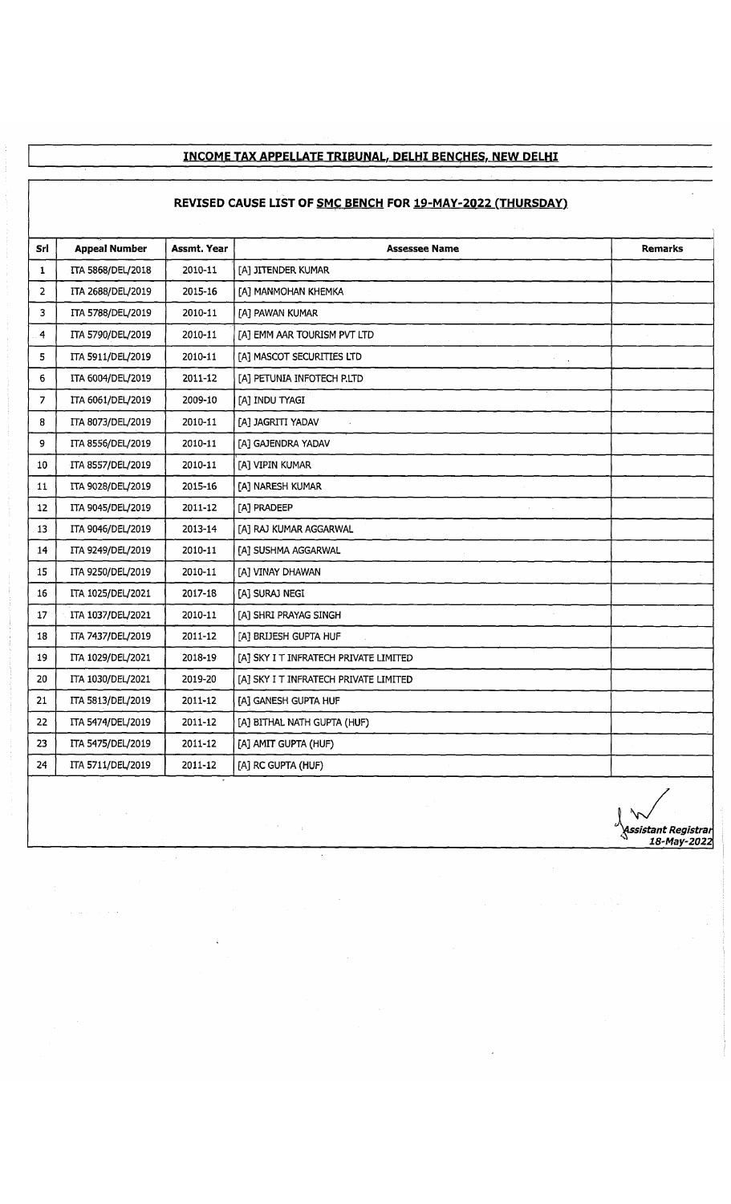## INCOME TAX APPELLATE TRIBUNAL, DELHI BENCHES, NEW DELHI

### REVISED CAUSE LIST OF SMC BENCH FOR 19-MAY-2022 (THURSDAY)

| Srl | Appeal Number | Assmt. Year | Assessee Name | Remarks |
|---|---|---|---|---|
| 1 | ITA 5868/DEL/2018 | 2010-11 | [A] JITENDER KUMAR | |
| 2 | ITA 2688/DEL/2019 | 2015-16 | [A] MANMOHAN KHEMKA | |
| 3 | ITA 5788/DEL/2019 | 2010-11 | [A] PAWAN KUMAR | |
| 4 | ITA 5790/DEL/2019 | 2010-11 | [A] EMM AAR TOURISM PVT LTD | |
| 5 | ITA 5911/DEL/2019 | 2010-11 | [A] MASCOT SECURITIES LTD | |
| 6 | ITA 6004/DEL/2019 | 2011-12 | [A] PETUNIA INFOTECH P.LTD | |
| 7 | ITA 6061/DEL/2019 | 2009-10 | [A] INDU TYAGI | |
| 8 | ITA 8073/DEL/2019 | 2010-11 | [A] JAGRITI YADAV | |
| 9 | ITA 8556/DEL/2019 | 2010-11 | [A] GAJENDRA YADAV | |
| 10 | ITA 8557/DEL/2019 | 2010-11 | [A] VIPIN KUMAR | |
| 11 | ITA 9028/DEL/2019 | 2015-16 | [A] NARESH KUMAR | |
| 12 | ITA 9045/DEL/2019 | 2011-12 | [A] PRADEEP | |
| 13 | ITA 9046/DEL/2019 | 2013-14 | [A] RAJ KUMAR AGGARWAL | |
| 14 | ITA 9249/DEL/2019 | 2010-11 | [A] SUSHMA AGGARWAL | |
| 15 | ITA 9250/DEL/2019 | 2010-11 | [A] VINAY DHAWAN | |
| 16 | ITA 1025/DEL/2021 | 2017-18 | [A] SURAJ NEGI | |
| 17 | ITA 1037/DEL/2021 | 2010-11 | [A] SHRI PRAYAG SINGH | |
| 18 | ITA 7437/DEL/2019 | 2011-12 | [A] BRIJESH GUPTA HUF | |
| 19 | ITA 1029/DEL/2021 | 2018-19 | [A] SKY I T INFRATECH PRIVATE LIMITED | |
| 20 | ITA 1030/DEL/2021 | 2019-20 | [A] SKY I T INFRATECH PRIVATE LIMITED | |
| 21 | ITA 5813/DEL/2019 | 2011-12 | [A] GANESH GUPTA HUF | |
| 22 | ITA 5474/DEL/2019 | 2011-12 | [A] BITHAL NATH GUPTA (HUF) | |
| 23 | ITA 5475/DEL/2019 | 2011-12 | [A] AMIT GUPTA (HUF) | |
| 24 | ITA 5711/DEL/2019 | 2011-12 | [A] RC GUPTA (HUF) | |

*Assistant Registrar*
*18-May-2022*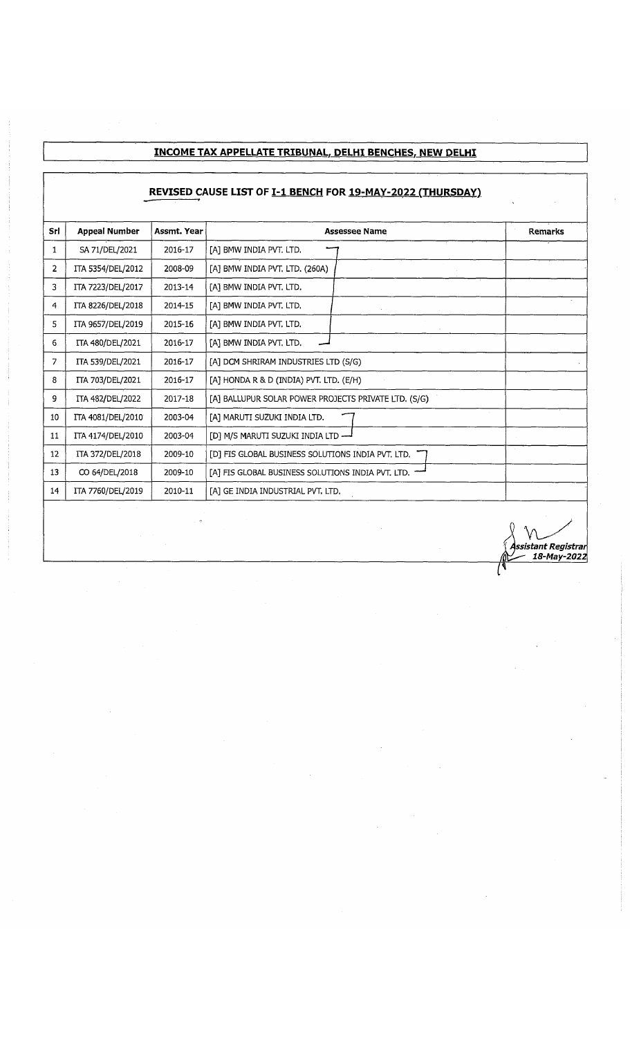## INCOME TAX APPELLATE TRIBUNAL, DELHI BENCHES, NEW DELHI

### REVISED CAUSE LIST OF I-1 BENCH FOR 19-MAY-2022 (THURSDAY)

| Srl | Appeal Number | Assmt. Year | Assessee Name | Remarks |
|---|---|---|---|---|
| 1 | SA 71/DEL/2021 | 2016-17 | [A] BMW INDIA PVT. LTD. | |
| 2 | ITA 5354/DEL/2012 | 2008-09 | [A] BMW INDIA PVT. LTD. (260A) | |
| 3 | ITA 7223/DEL/2017 | 2013-14 | [A] BMW INDIA PVT. LTD. | |
| 4 | ITA 8226/DEL/2018 | 2014-15 | [A] BMW INDIA PVT. LTD. | |
| 5 | ITA 9657/DEL/2019 | 2015-16 | [A] BMW INDIA PVT. LTD. | |
| 6 | ITA 480/DEL/2021 | 2016-17 | [A] BMW INDIA PVT. LTD. | |
| 7 | ITA 539/DEL/2021 | 2016-17 | [A] DCM SHRIRAM INDUSTRIES LTD (S/G) | |
| 8 | ITA 703/DEL/2021 | 2016-17 | [A] HONDA R & D (INDIA) PVT. LTD. (E/H) | |
| 9 | ITA 482/DEL/2022 | 2017-18 | [A] BALLUPUR SOLAR POWER PROJECTS PRIVATE LTD. (S/G) | |
| 10 | ITA 4081/DEL/2010 | 2003-04 | [A] MARUTI SUZUKI INDIA LTD. | |
| 11 | ITA 4174/DEL/2010 | 2003-04 | [D] M/S MARUTI SUZUKI INDIA LTD | |
| 12 | ITA 372/DEL/2018 | 2009-10 | [D] FIS GLOBAL BUSINESS SOLUTIONS INDIA PVT. LTD. | |
| 13 | CO 64/DEL/2018 | 2009-10 | [A] FIS GLOBAL BUSINESS SOLUTIONS INDIA PVT. LTD. | |
| 14 | ITA 7760/DEL/2019 | 2010-11 | [A] GE INDIA INDUSTRIAL PVT. LTD. | |

*Assistant Registrar*
*18-May-2022*